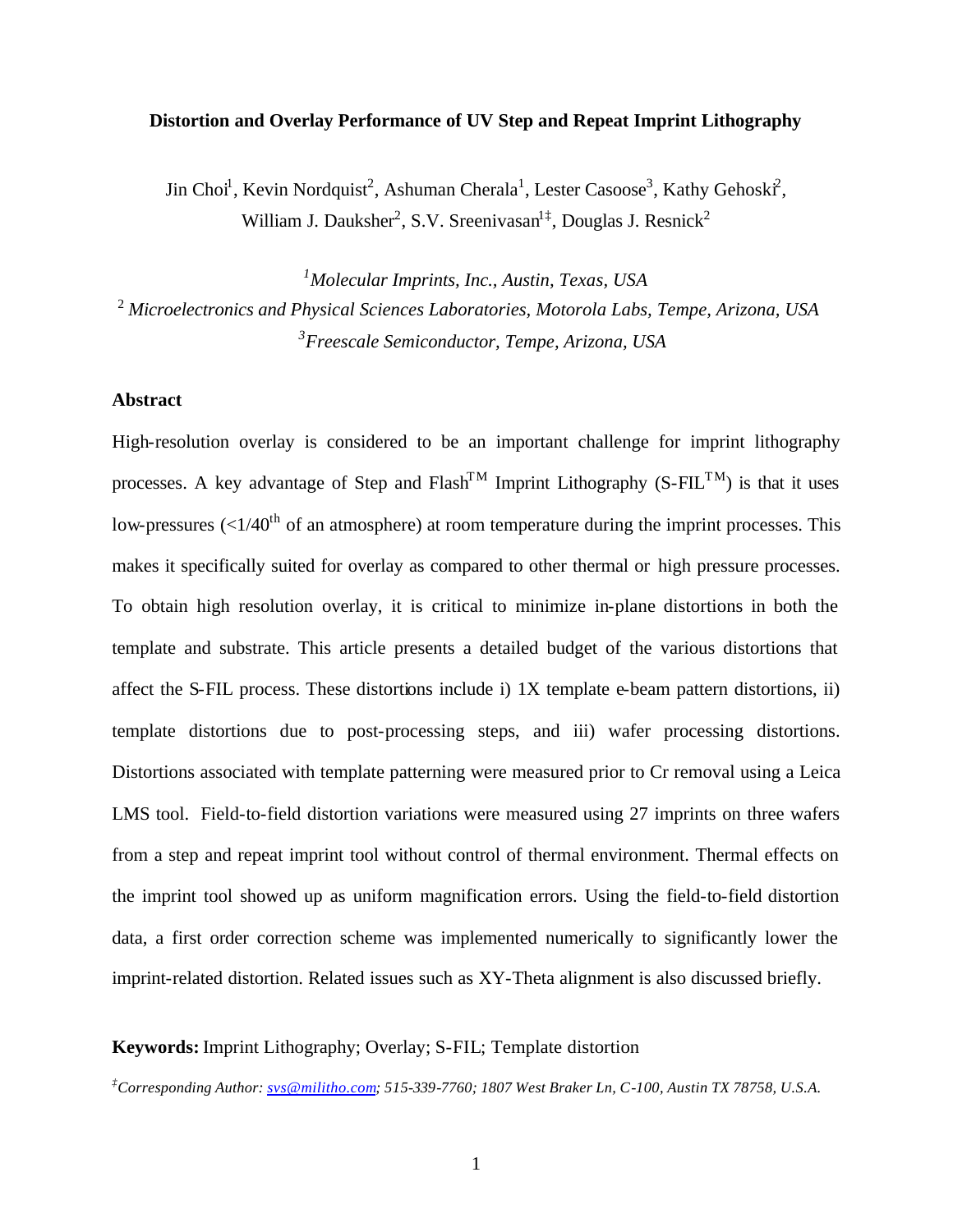# Distortion and Overlay Performance of UV Step and Repeat Imprint Lithography

Jin Choi[1], Kevin Nordquist[2], Ashuman Cherala[1], Lester Casoose[3], Kathy Gehoski[2], William J. Dauksher[2], S.V. Sreenivasan[1‡], Douglas J. Resnick[2]

[1]*Molecular Imprints, Inc., Austin, Texas, USA*
[2] *Microelectronics and Physical Sciences Laboratories, Motorola Labs, Tempe, Arizona, USA*
[3]*Freescale Semiconductor, Tempe, Arizona, USA*

## Abstract

High-resolution overlay is considered to be an important challenge for imprint lithography processes. A key advantage of Step and Flash™ Imprint Lithography (S-FIL™) is that it uses low-pressures (<1/40th of an atmosphere) at room temperature during the imprint processes. This makes it specifically suited for overlay as compared to other thermal or high pressure processes. To obtain high resolution overlay, it is critical to minimize in-plane distortions in both the template and substrate. This article presents a detailed budget of the various distortions that affect the S-FIL process. These distortions include i) 1X template e-beam pattern distortions, ii) template distortions due to post-processing steps, and iii) wafer processing distortions. Distortions associated with template patterning were measured prior to Cr removal using a Leica LMS tool. Field-to-field distortion variations were measured using 27 imprints on three wafers from a step and repeat imprint tool without control of thermal environment. Thermal effects on the imprint tool showed up as uniform magnification errors. Using the field-to-field distortion data, a first order correction scheme was implemented numerically to significantly lower the imprint-related distortion. Related issues such as XY-Theta alignment is also discussed briefly.

**Keywords:** Imprint Lithography; Overlay; S-FIL; Template distortion

[‡]*Corresponding Author: svs@militho.com; 515-339-7760; 1807 West Braker Ln, C-100, Austin TX 78758, U.S.A.*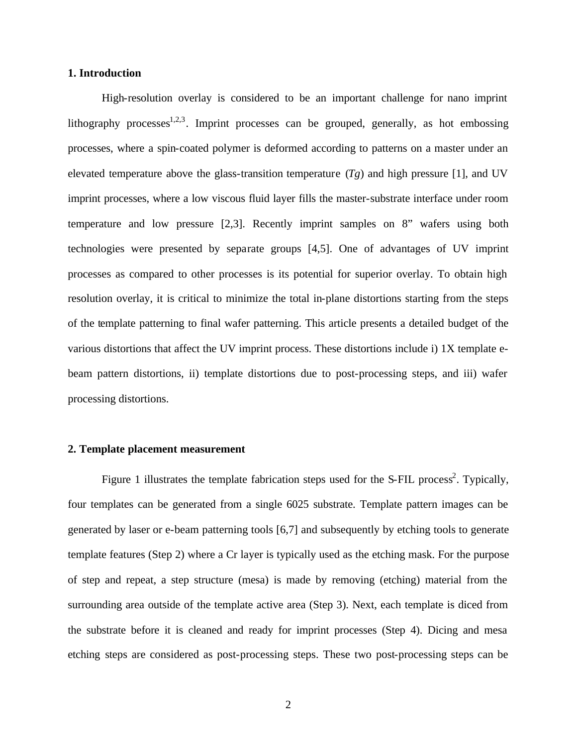## 1. Introduction

High-resolution overlay is considered to be an important challenge for nano imprint lithography processes[1,2,3]. Imprint processes can be grouped, generally, as hot embossing processes, where a spin-coated polymer is deformed according to patterns on a master under an elevated temperature above the glass-transition temperature (*Tg*) and high pressure [1], and UV imprint processes, where a low viscous fluid layer fills the master-substrate interface under room temperature and low pressure [2,3]. Recently imprint samples on 8" wafers using both technologies were presented by separate groups [4,5]. One of advantages of UV imprint processes as compared to other processes is its potential for superior overlay. To obtain high resolution overlay, it is critical to minimize the total in-plane distortions starting from the steps of the template patterning to final wafer patterning. This article presents a detailed budget of the various distortions that affect the UV imprint process. These distortions include i) 1X template e-beam pattern distortions, ii) template distortions due to post-processing steps, and iii) wafer processing distortions.

## 2. Template placement measurement

Figure 1 illustrates the template fabrication steps used for the S-FIL process[2]. Typically, four templates can be generated from a single 6025 substrate. Template pattern images can be generated by laser or e-beam patterning tools [6,7] and subsequently by etching tools to generate template features (Step 2) where a Cr layer is typically used as the etching mask. For the purpose of step and repeat, a step structure (mesa) is made by removing (etching) material from the surrounding area outside of the template active area (Step 3). Next, each template is diced from the substrate before it is cleaned and ready for imprint processes (Step 4). Dicing and mesa etching steps are considered as post-processing steps. These two post-processing steps can be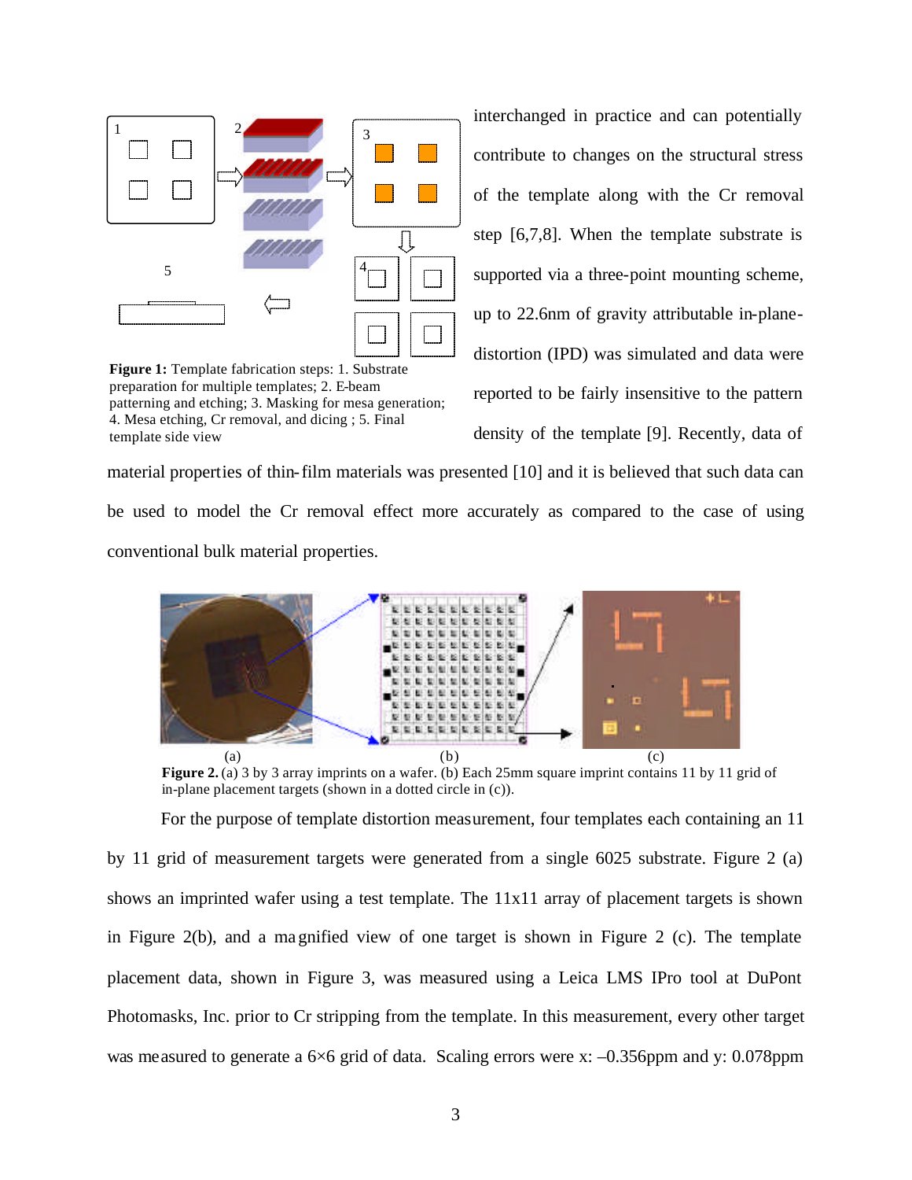Figure 1: Template fabrication steps: 1. Substrate preparation for multiple templates; 2. E-beam patterning and etching; 3. Masking for mesa generation; 4. Mesa etching, Cr removal, and dicing ; 5. Final template side view

interchanged in practice and can potentially contribute to changes on the structural stress of the template along with the Cr removal step [6,7,8]. When the template substrate is supported via a three-point mounting scheme, up to 22.6nm of gravity attributable in-plane-distortion (IPD) was simulated and data were reported to be fairly insensitive to the pattern density of the template [9]. Recently, data of material properties of thin-film materials was presented [10] and it is believed that such data can be used to model the Cr removal effect more accurately as compared to the case of using conventional bulk material properties.

**Figure 2.** (a) 3 by 3 array imprints on a wafer. (b) Each 25mm square imprint contains 11 by 11 grid of in-plane placement targets (shown in a dotted circle in (c)).

For the purpose of template distortion measurement, four templates each containing an 11 by 11 grid of measurement targets were generated from a single 6025 substrate. Figure 2 (a) shows an imprinted wafer using a test template. The 11x11 array of placement targets is shown in Figure 2(b), and a magnified view of one target is shown in Figure 2 (c). The template placement data, shown in Figure 3, was measured using a Leica LMS IPro tool at DuPont Photomasks, Inc. prior to Cr stripping from the template. In this measurement, every other target was measured to generate a 6×6 grid of data. Scaling errors were x: –0.356ppm and y: 0.078ppm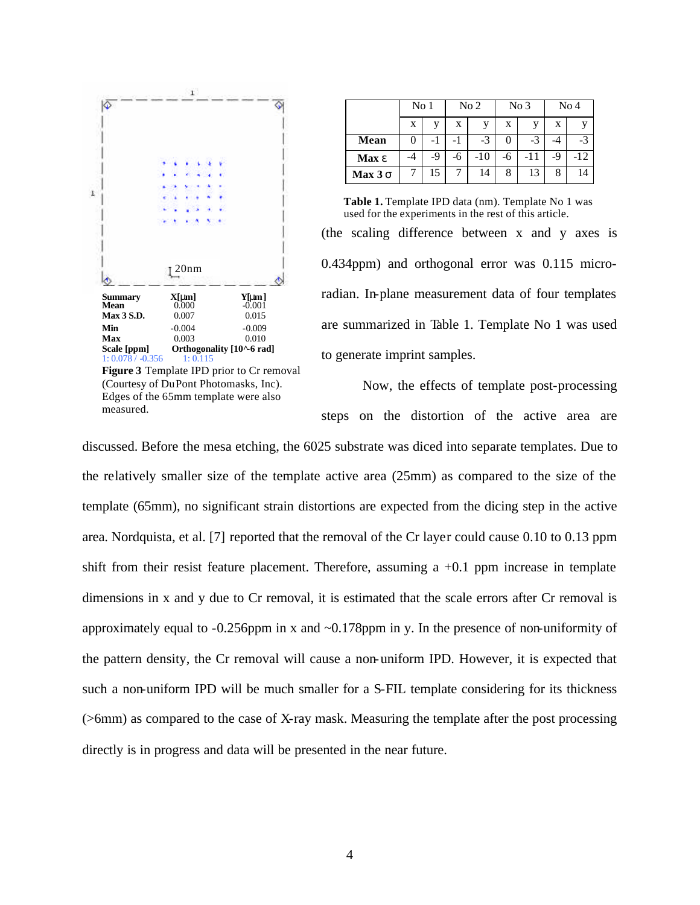| Summary | X[μm] | Y[μm] |
|---|---|---|
| Mean | 0.000 | -0.001 |
| Max 3 S.D. | 0.007 | 0.015 |
| Min | -0.004 | -0.009 |
| Max | 0.003 | 0.010 |
| Scale [ppm] | Orthogonality [10^-6 rad] | |
| 1: 0.078 / -0.356 | 1: 0.115 | |

**Figure 3** Template IPD prior to Cr removal (Courtesy of DuPont Photomasks, Inc). Edges of the 65mm template were also measured.

| | No 1 | | No 2 | | No 3 | | No 4 | |
|---|---|---|---|---|---|---|---|---|
| | x | y | x | y | x | y | x | y |
| **Mean** | 0 | -1 | -1 | -3 | 0 | -3 | -4 | -3 |
| **Max ε** | -4 | -9 | -6 | -10 | -6 | -11 | -9 | -12 |
| **Max 3 σ** | 7 | 15 | 7 | 14 | 8 | 13 | 8 | 14 |

**Table 1.** Template IPD data (nm). Template No 1 was used for the experiments in the rest of this article.

(the scaling difference between x and y axes is 0.434ppm) and orthogonal error was 0.115 micro-radian. In-plane measurement data of four templates are summarized in Table 1. Template No 1 was used to generate imprint samples.

Now, the effects of template post-processing steps on the distortion of the active area are discussed. Before the mesa etching, the 6025 substrate was diced into separate templates. Due to the relatively smaller size of the template active area (25mm) as compared to the size of the template (65mm), no significant strain distortions are expected from the dicing step in the active area. Nordquista, et al. [7] reported that the removal of the Cr layer could cause 0.10 to 0.13 ppm shift from their resist feature placement. Therefore, assuming a +0.1 ppm increase in template dimensions in x and y due to Cr removal, it is estimated that the scale errors after Cr removal is approximately equal to -0.256ppm in x and ~0.178ppm in y. In the presence of non-uniformity of the pattern density, the Cr removal will cause a non-uniform IPD. However, it is expected that such a non-uniform IPD will be much smaller for a S-FIL template considering for its thickness (>6mm) as compared to the case of X-ray mask. Measuring the template after the post processing directly is in progress and data will be presented in the near future.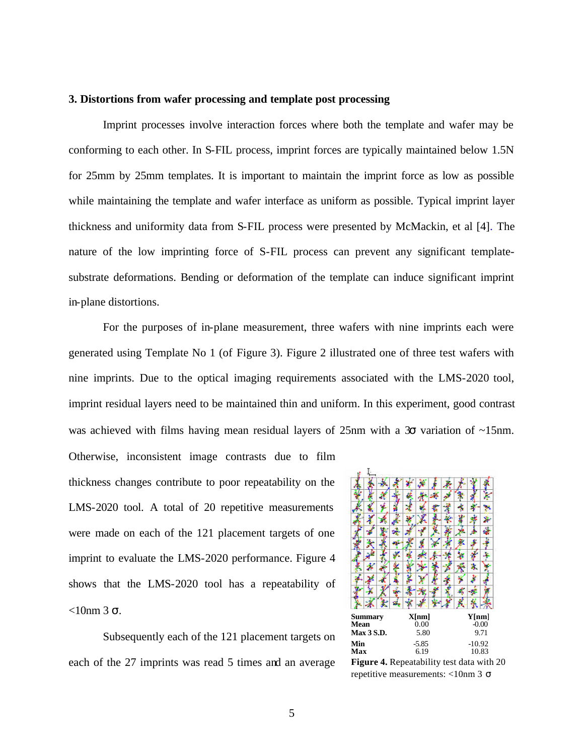### 3. Distortions from wafer processing and template post processing

Imprint processes involve interaction forces where both the template and wafer may be conforming to each other. In S-FIL process, imprint forces are typically maintained below 1.5N for 25mm by 25mm templates. It is important to maintain the imprint force as low as possible while maintaining the template and wafer interface as uniform as possible. Typical imprint layer thickness and uniformity data from S-FIL process were presented by McMackin, et al [4]. The nature of the low imprinting force of S-FIL process can prevent any significant template-substrate deformations. Bending or deformation of the template can induce significant imprint in-plane distortions.

For the purposes of in-plane measurement, three wafers with nine imprints each were generated using Template No 1 (of Figure 3). Figure 2 illustrated one of three test wafers with nine imprints. Due to the optical imaging requirements associated with the LMS-2020 tool, imprint residual layers need to be maintained thin and uniform. In this experiment, good contrast was achieved with films having mean residual layers of 25nm with a $3\sigma$ variation of ~15nm. Otherwise, inconsistent image contrasts due to film thickness changes contribute to poor repeatability on the LMS-2020 tool. A total of 20 repetitive measurements were made on each of the 121 placement targets of one imprint to evaluate the LMS-2020 performance. Figure 4 shows that the LMS-2020 tool has a repeatability of <10nm 3 $\sigma$.

| Summary | X[nm] | Y[nm] |
|---|---|---|
| Mean | 0.00 | -0.00 |
| Max 3 S.D. | 5.80 | 9.71 |
| Min | -5.85 | -10.92 |
| Max | 6.19 | 10.83 |

**Figure 4.** Repeatability test data with 20 repetitive measurements: <10nm 3 $\sigma$

Subsequently each of the 121 placement targets on each of the 27 imprints was read 5 times and an average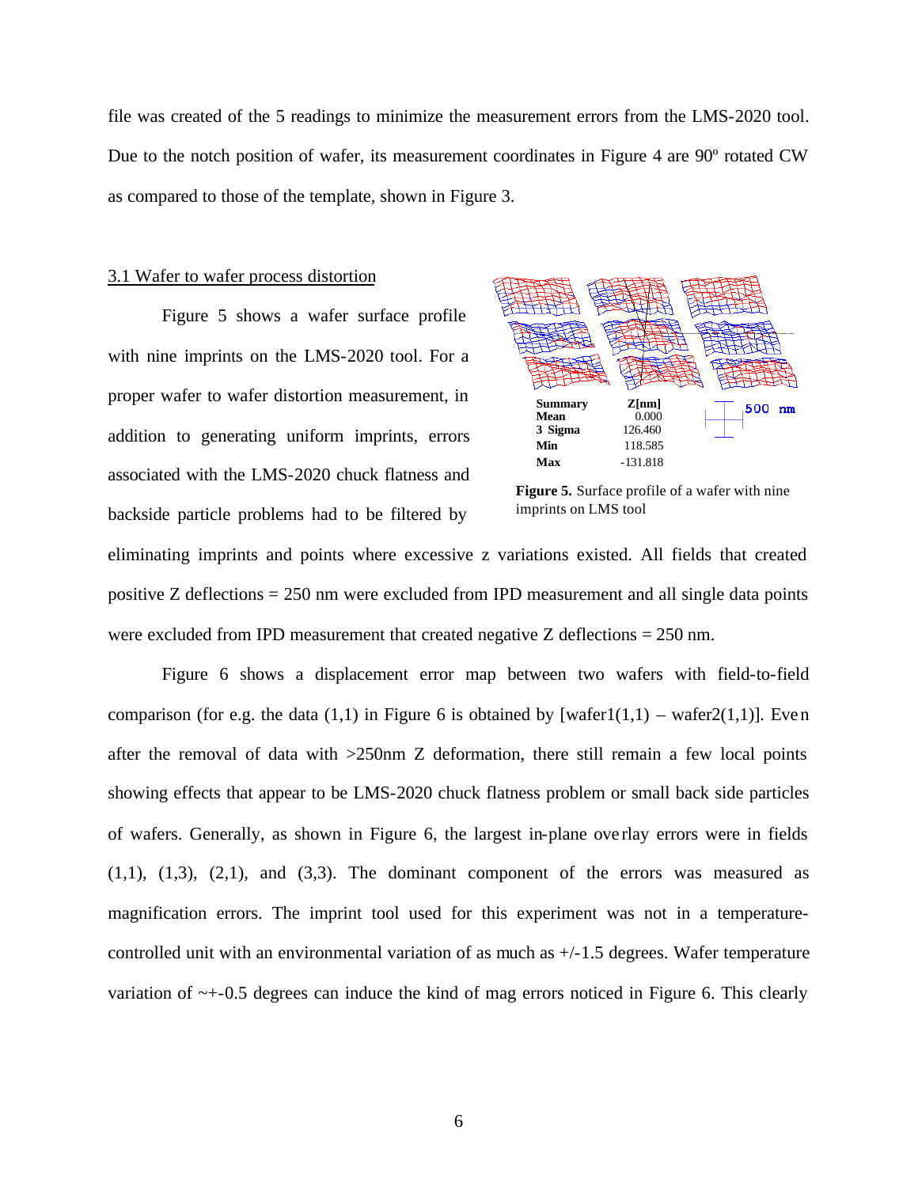file was created of the 5 readings to minimize the measurement errors from the LMS-2020 tool. Due to the notch position of wafer, its measurement coordinates in Figure 4 are 90º rotated CW as compared to those of the template, shown in Figure 3.

3.1 Wafer to wafer process distortion

Figure 5 shows a wafer surface profile with nine imprints on the LMS-2020 tool. For a proper wafer to wafer distortion measurement, in addition to generating uniform imprints, errors associated with the LMS-2020 chuck flatness and backside particle problems had to be filtered by eliminating imprints and points where excessive z variations existed. All fields that created positive Z deflections = 250 nm were excluded from IPD measurement and all single data points were excluded from IPD measurement that created negative Z deflections = 250 nm.

| Summary | Z[nm] |
|---|---|
| Mean | 0.000 |
| 3 Sigma | 126.460 |
| Min | 118.585 |
| Max | -131.818 |

500 nm

**Figure 5.** Surface profile of a wafer with nine imprints on LMS tool

Figure 6 shows a displacement error map between two wafers with field-to-field comparison (for e.g. the data (1,1) in Figure 6 is obtained by [wafer1(1,1) – wafer2(1,1)]. Even after the removal of data with >250nm Z deformation, there still remain a few local points showing effects that appear to be LMS-2020 chuck flatness problem or small back side particles of wafers. Generally, as shown in Figure 6, the largest in-plane overlay errors were in fields (1,1), (1,3), (2,1), and (3,3). The dominant component of the errors was measured as magnification errors. The imprint tool used for this experiment was not in a temperature-controlled unit with an environmental variation of as much as +/-1.5 degrees. Wafer temperature variation of ~+-0.5 degrees can induce the kind of mag errors noticed in Figure 6. This clearly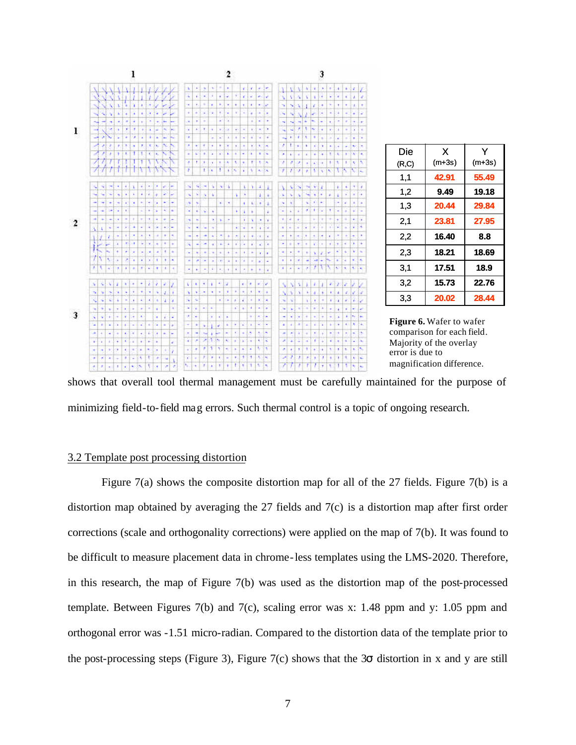| Die (R,C) | X (m+3s) | Y (m+3s) |
|---|---|---|
| 1,1 | 42.91 | 55.49 |
| 1,2 | 9.49 | 19.18 |
| 1,3 | 20.44 | 29.84 |
| 2,1 | 23.81 | 27.95 |
| 2,2 | 16.40 | 8.8 |
| 2,3 | 18.21 | 18.69 |
| 3,1 | 17.51 | 18.9 |
| 3,2 | 15.73 | 22.76 |
| 3,3 | 20.02 | 28.44 |

**Figure 6.** Wafer to wafer comparison for each field. Majority of the overlay error is due to magnification difference.

shows that overall tool thermal management must be carefully maintained for the purpose of minimizing field-to-field mag errors. Such thermal control is a topic of ongoing research.

## 3.2 Template post processing distortion

Figure 7(a) shows the composite distortion map for all of the 27 fields. Figure 7(b) is a distortion map obtained by averaging the 27 fields and 7(c) is a distortion map after first order corrections (scale and orthogonality corrections) were applied on the map of 7(b). It was found to be difficult to measure placement data in chrome-less templates using the LMS-2020. Therefore, in this research, the map of Figure 7(b) was used as the distortion map of the post-processed template. Between Figures 7(b) and 7(c), scaling error was x: 1.48 ppm and y: 1.05 ppm and orthogonal error was -1.51 micro-radian. Compared to the distortion data of the template prior to the post-processing steps (Figure 3), Figure 7(c) shows that the 3$\sigma$ distortion in x and y are still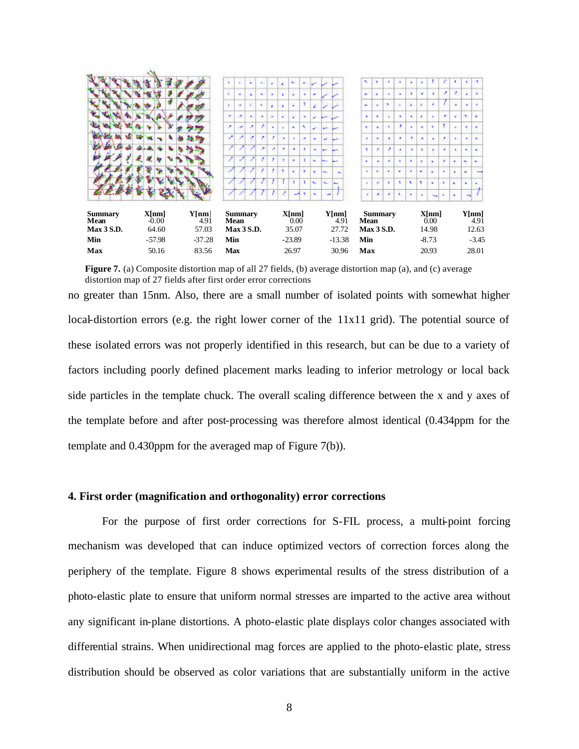| Summary | X[nm] | Y[nm] | Summary | X[nm] | Y[nm] | Summary | X[nm] | Y[nm] |
|---|---|---|---|---|---|---|---|---|
| Mean | -0.00 | 4.91 | Mean | 0.00 | 4.91 | Mean | 0.00 | 4.91 |
| Max 3 S.D. | 64.60 | 57.03 | Max 3 S.D. | 35.07 | 27.72 | Max 3 S.D. | 14.98 | 12.63 |
| Min | -57.98 | -37.28 | Min | -23.89 | -13.38 | Min | -8.73 | -3.45 |
| Max | 50.16 | 83.56 | Max | 26.97 | 30.96 | Max | 20.93 | 28.01 |

**Figure 7.** (a) Composite distortion map of all 27 fields, (b) average distortion map (a), and (c) average distortion map of 27 fields after first order error corrections

no greater than 15nm. Also, there are a small number of isolated points with somewhat higher local-distortion errors (e.g. the right lower corner of the 11x11 grid). The potential source of these isolated errors was not properly identified in this research, but can be due to a variety of factors including poorly defined placement marks leading to inferior metrology or local back side particles in the template chuck. The overall scaling difference between the x and y axes of the template before and after post-processing was therefore almost identical (0.434ppm for the template and 0.430ppm for the averaged map of Figure 7(b)).

## 4. First order (magnification and orthogonality) error corrections

For the purpose of first order corrections for S-FIL process, a multi-point forcing mechanism was developed that can induce optimized vectors of correction forces along the periphery of the template. Figure 8 shows experimental results of the stress distribution of a photo-elastic plate to ensure that uniform normal stresses are imparted to the active area without any significant in-plane distortions. A photo-elastic plate displays color changes associated with differential strains. When unidirectional mag forces are applied to the photo-elastic plate, stress distribution should be observed as color variations that are substantially uniform in the active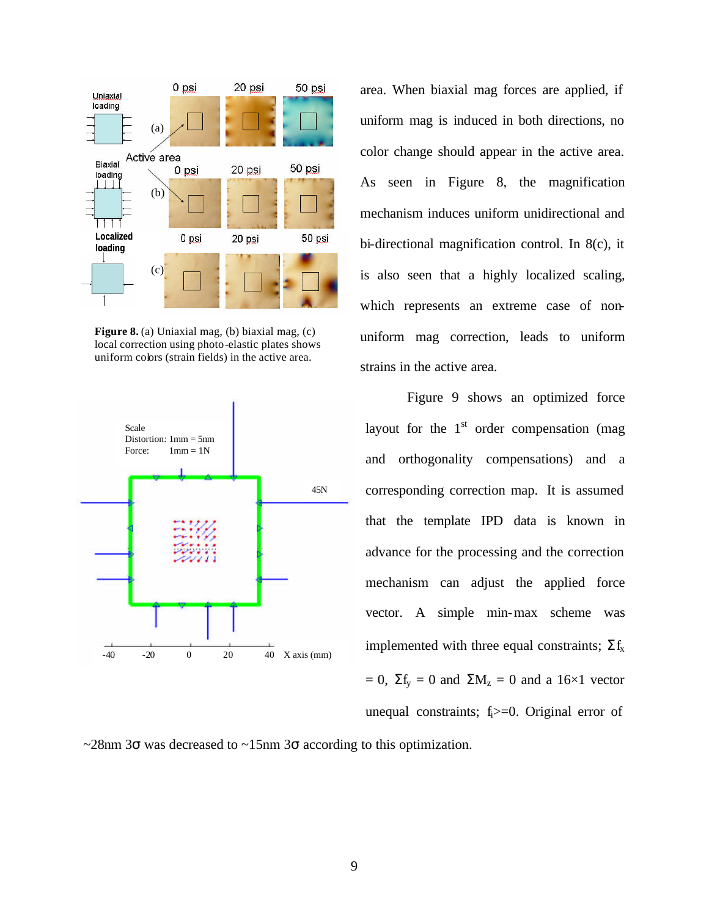**Figure 8.** (a) Uniaxial mag, (b) biaxial mag, (c) local correction using photo-elastic plates shows uniform colors (strain fields) in the active area.

area. When biaxial mag forces are applied, if uniform mag is induced in both directions, no color change should appear in the active area. As seen in Figure 8, the magnification mechanism induces uniform unidirectional and bi-directional magnification control. In 8(c), it is also seen that a highly localized scaling, which represents an extreme case of non-uniform mag correction, leads to uniform strains in the active area.

Figure 9 shows an optimized force layout for the 1st order compensation (mag and orthogonality compensations) and a corresponding correction map. It is assumed that the template IPD data is known in advance for the processing and the correction mechanism can adjust the applied force vector. A simple min-max scheme was implemented with three equal constraints; $\Sigma f_x = 0$, $\Sigma f_y = 0$ and $\Sigma M_z = 0$ and a 16×1 vector unequal constraints; $f_i>=0$. Original error of ~28nm 3σ was decreased to ~15nm 3σ according to this optimization.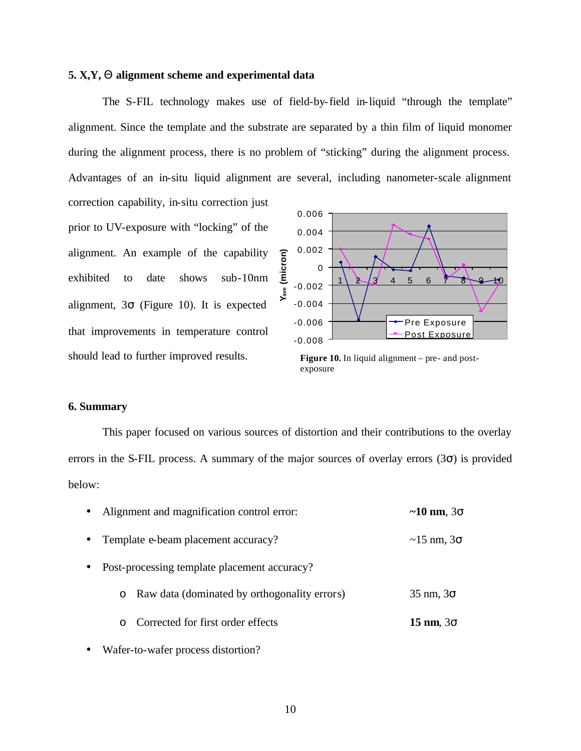## 5. X,Y, Θ alignment scheme and experimental data

The S-FIL technology makes use of field-by-field in-liquid "through the template" alignment. Since the template and the substrate are separated by a thin film of liquid monomer during the alignment process, there is no problem of "sticking" during the alignment process. Advantages of an in-situ liquid alignment are several, including nanometer-scale alignment correction capability, in-situ correction just prior to UV-exposure with "locking" of the alignment. An example of the capability exhibited to date shows sub-10nm alignment, 3σ (Figure 10). It is expected that improvements in temperature control should lead to further improved results.

**Figure 10.** In liquid alignment – pre- and post-exposure

## 6. Summary

This paper focused on various sources of distortion and their contributions to the overlay errors in the S-FIL process. A summary of the major sources of overlay errors (3σ) is provided below:

- Alignment and magnification control error: **~10 nm**, 3σ
- Template e-beam placement accuracy? ~15 nm, 3σ
- Post-processing template placement accuracy?
  - Raw data (dominated by orthogonality errors) 35 nm, 3σ
  - Corrected for first order effects **15 nm**, 3σ
- Wafer-to-wafer process distortion?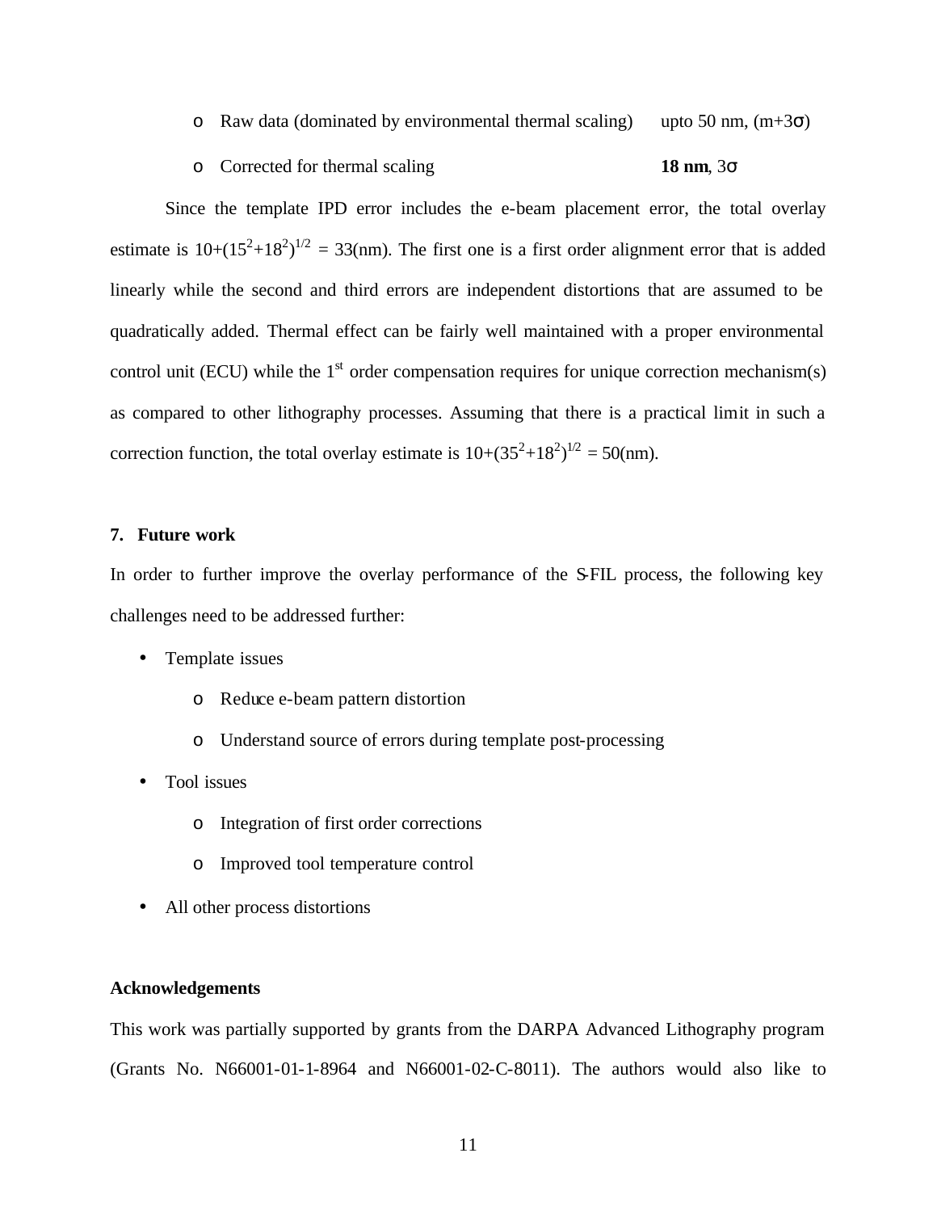- Raw data (dominated by environmental thermal scaling) upto 50 nm, (m+3σ)
- Corrected for thermal scaling **18 nm**, 3σ

Since the template IPD error includes the e-beam placement error, the total overlay estimate is $10+(15^2+18^2)^{1/2} = 33$(nm). The first one is a first order alignment error that is added linearly while the second and third errors are independent distortions that are assumed to be quadratically added. Thermal effect can be fairly well maintained with a proper environmental control unit (ECU) while the 1st order compensation requires for unique correction mechanism(s) as compared to other lithography processes. Assuming that there is a practical limit in such a correction function, the total overlay estimate is $10+(35^2+18^2)^{1/2} = 50$(nm).

## 7. Future work

In order to further improve the overlay performance of the S-FIL process, the following key challenges need to be addressed further:

- Template issues
  - Reduce e-beam pattern distortion
  - Understand source of errors during template post-processing
- Tool issues
  - Integration of first order corrections
  - Improved tool temperature control
- All other process distortions

## Acknowledgements

This work was partially supported by grants from the DARPA Advanced Lithography program (Grants No. N66001-01-1-8964 and N66001-02-C-8011). The authors would also like to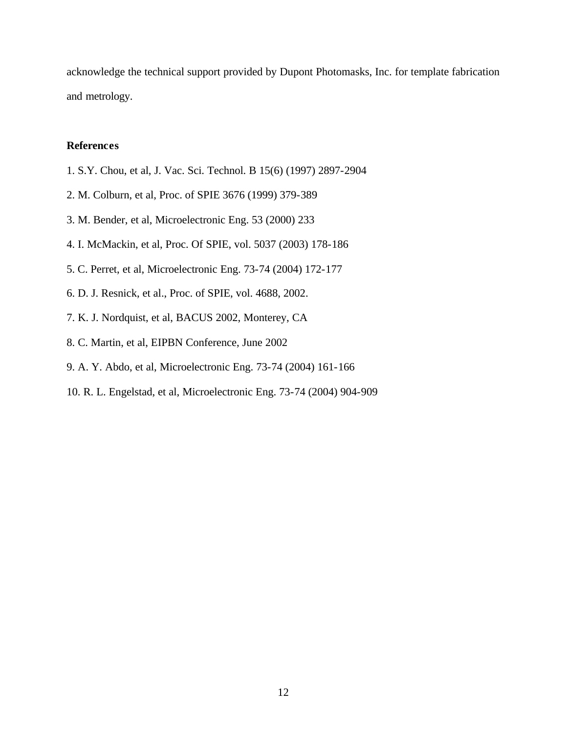acknowledge the technical support provided by Dupont Photomasks, Inc. for template fabrication and metrology.

## References

1. S.Y. Chou, et al, J. Vac. Sci. Technol. B 15(6) (1997) 2897-2904
2. M. Colburn, et al, Proc. of SPIE 3676 (1999) 379-389
3. M. Bender, et al, Microelectronic Eng. 53 (2000) 233
4. I. McMackin, et al, Proc. Of SPIE, vol. 5037 (2003) 178-186
5. C. Perret, et al, Microelectronic Eng. 73-74 (2004) 172-177
6. D. J. Resnick, et al., Proc. of SPIE, vol. 4688, 2002.
7. K. J. Nordquist, et al, BACUS 2002, Monterey, CA
8. C. Martin, et al, EIPBN Conference, June 2002
9. A. Y. Abdo, et al, Microelectronic Eng. 73-74 (2004) 161-166
10. R. L. Engelstad, et al, Microelectronic Eng. 73-74 (2004) 904-909